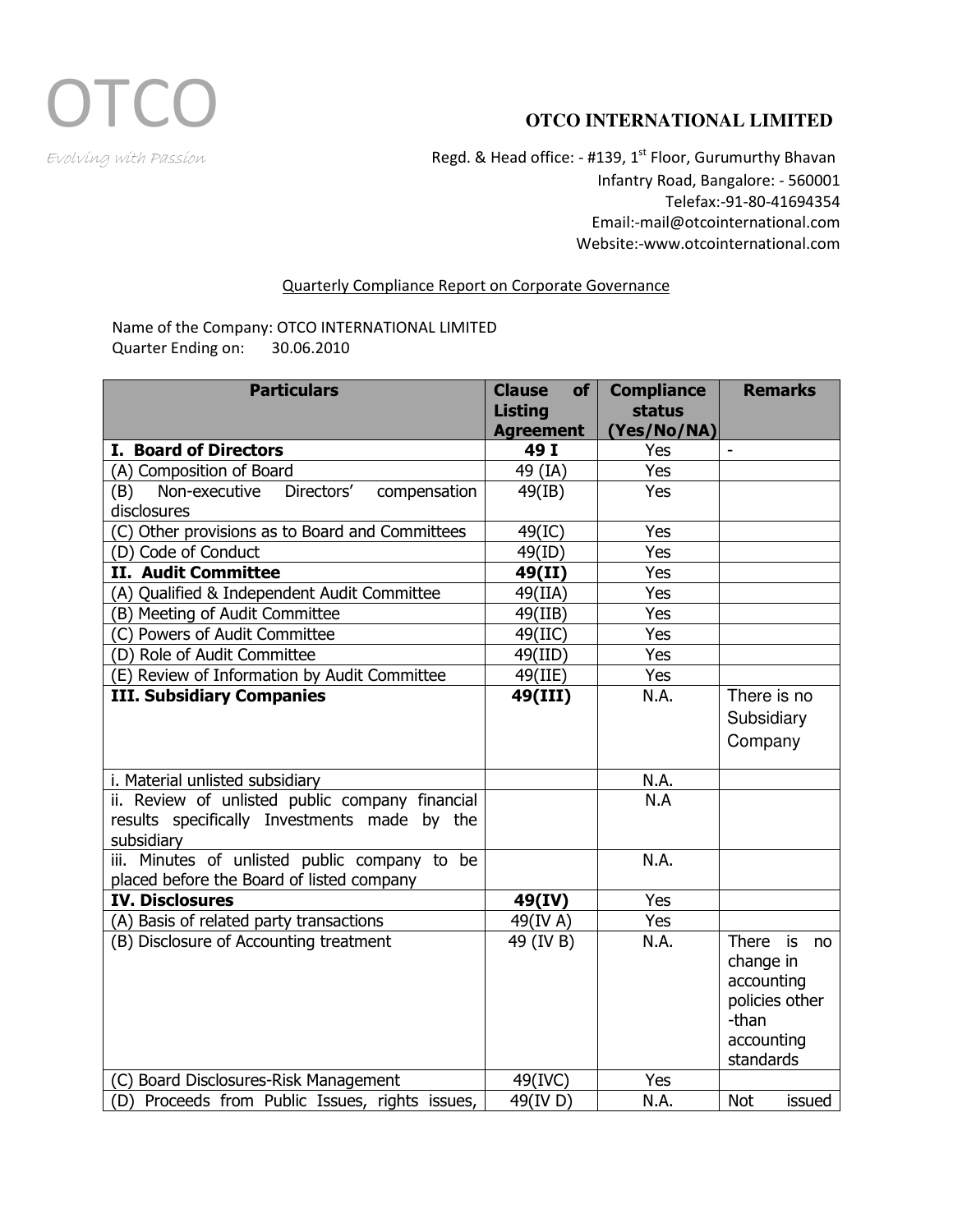OTCO

*Evolving with Passion*

**OTCO INTERNATIONAL LIMITED**

Regd. & Head office: - #139, 1st Floor, Gurumurthy Bhavan
Infantry Road, Bangalore: - 560001
Telefax:-91-80-41694354
Email:-mail@otcointernational.com
Website:-www.otcointernational.com

Quarterly Compliance Report on Corporate Governance

Name of the Company: OTCO INTERNATIONAL LIMITED
Quarter Ending on: 30.06.2010

| Particulars | Clause of Listing Agreement | Compliance status (Yes/No/NA) | Remarks |
|---|---|---|---|
| **I. Board of Directors** | **49 I** | Yes | - |
| (A) Composition of Board | 49 (IA) | Yes | |
| (B) Non-executive Directors' compensation disclosures | 49(IB) | Yes | |
| (C) Other provisions as to Board and Committees | 49(IC) | Yes | |
| (D) Code of Conduct | 49(ID) | Yes | |
| **II. Audit Committee** | **49(II)** | Yes | |
| (A) Qualified & Independent Audit Committee | 49(IIA) | Yes | |
| (B) Meeting of Audit Committee | 49(IIB) | Yes | |
| (C) Powers of Audit Committee | 49(IIC) | Yes | |
| (D) Role of Audit Committee | 49(IID) | Yes | |
| (E) Review of Information by Audit Committee | 49(IIE) | Yes | |
| **III. Subsidiary Companies** | **49(III)** | N.A. | There is no Subsidiary Company |
| i. Material unlisted subsidiary | | N.A. | |
| ii. Review of unlisted public company financial results specifically Investments made by the subsidiary | | N.A | |
| iii. Minutes of unlisted public company to be placed before the Board of listed company | | N.A. | |
| **IV. Disclosures** | **49(IV)** | Yes | |
| (A) Basis of related party transactions | 49(IV A) | Yes | |
| (B) Disclosure of Accounting treatment | 49 (IV B) | N.A. | There is no change in accounting policies other -than accounting standards |
| (C) Board Disclosures-Risk Management | 49(IVC) | Yes | |
| (D) Proceeds from Public Issues, rights issues, | 49(IV D) | N.A. | Not issued |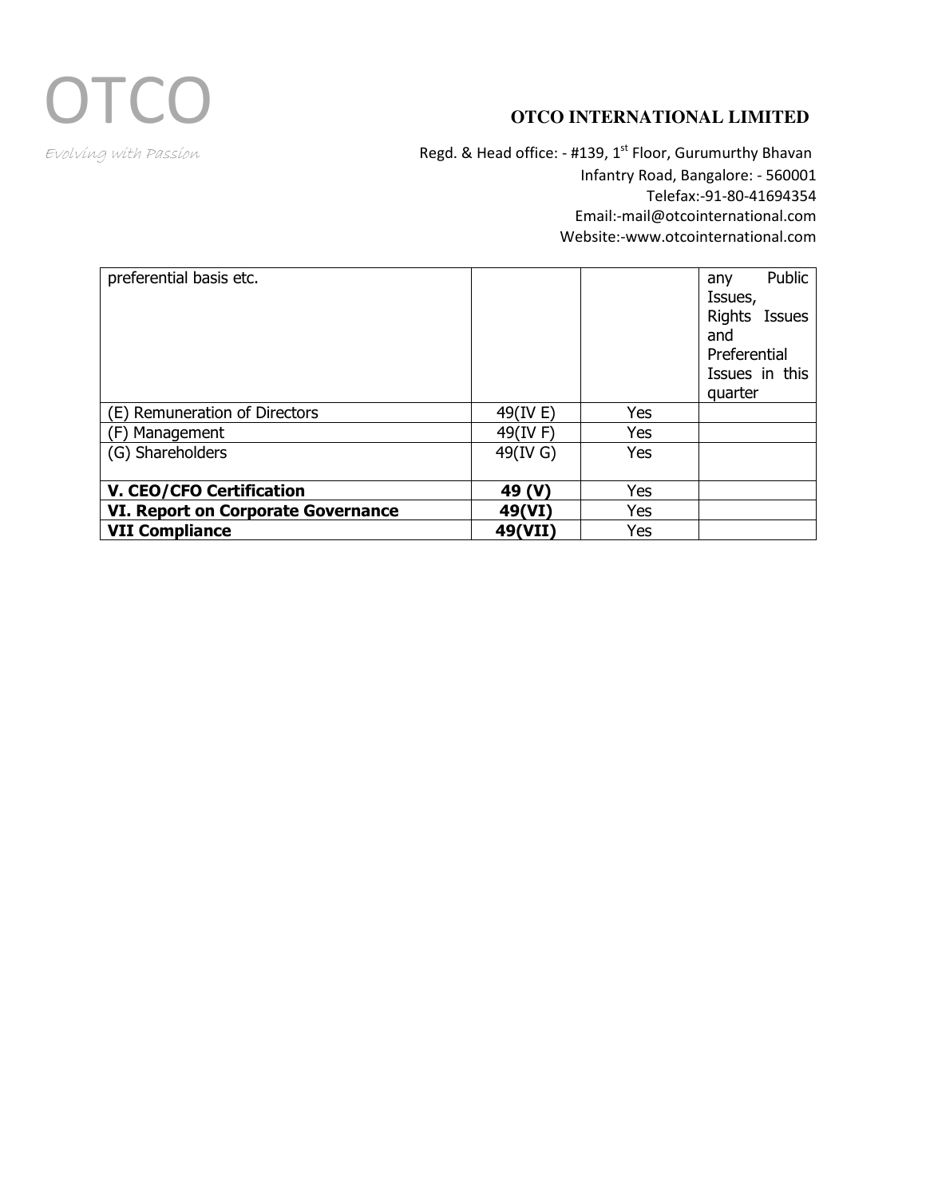# OTCO

*Evolving with Passion*

**OTCO INTERNATIONAL LIMITED**

Regd. & Head office: - #139, 1st Floor, Gurumurthy Bhavan
Infantry Road, Bangalore: - 560001
Telefax:-91-80-41694354
Email:-mail@otcointernational.com
Website:-www.otcointernational.com

| | | | |
|---|---|---|---|
| preferential basis etc. | | | any Public Issues, Rights Issues and Preferential Issues in this quarter |
| (E) Remuneration of Directors | 49(IV E) | Yes | |
| (F) Management | 49(IV F) | Yes | |
| (G) Shareholders | 49(IV G) | Yes | |
| **V. CEO/CFO Certification** | **49 (V)** | Yes | |
| **VI. Report on Corporate Governance** | **49(VI)** | Yes | |
| **VII Compliance** | **49(VII)** | Yes | |